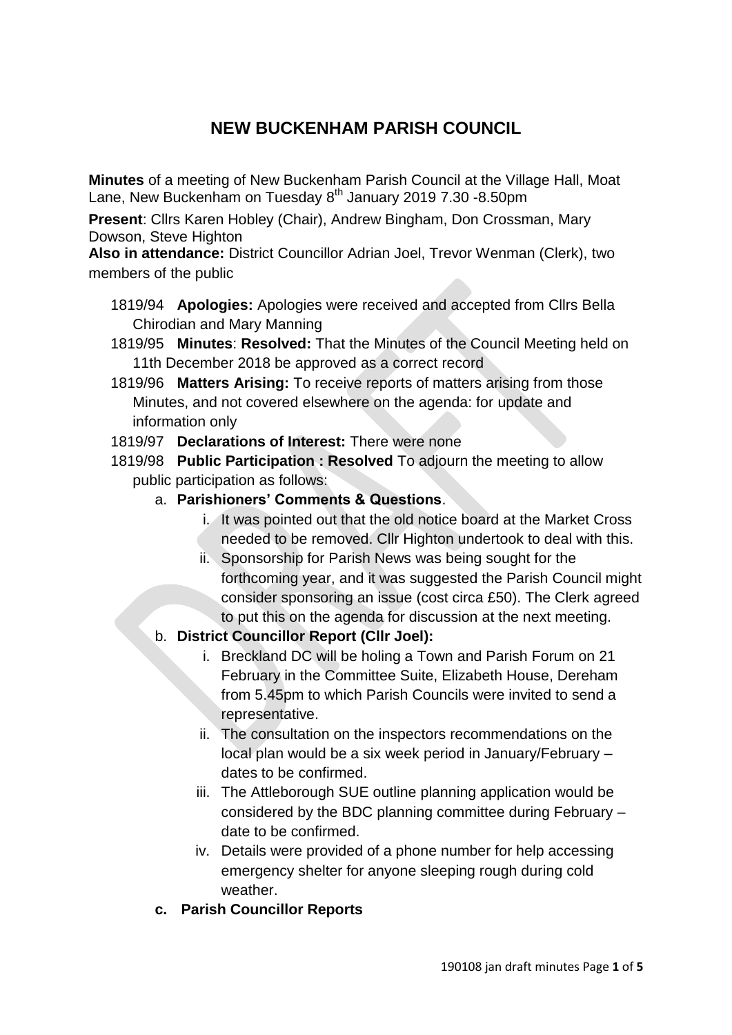# NEW BUCKENHAM PARISH COUNCIL

**Minutes** of a meeting of New Buckenham Parish Council at the Village Hall, Moat Lane, New Buckenham on Tuesday 8th January 2019 7.30 -8.50pm

**Present**: Cllrs Karen Hobley (Chair), Andrew Bingham, Don Crossman, Mary Dowson, Steve Highton

**Also in attendance:** District Councillor Adrian Joel, Trevor Wenman (Clerk), two members of the public

1819/94 **Apologies:** Apologies were received and accepted from Cllrs Bella Chirodian and Mary Manning

1819/95 **Minutes**: **Resolved:** That the Minutes of the Council Meeting held on 11th December 2018 be approved as a correct record

1819/96 **Matters Arising:** To receive reports of matters arising from those Minutes, and not covered elsewhere on the agenda: for update and information only

1819/97 **Declarations of Interest:** There were none

1819/98 **Public Participation : Resolved** To adjourn the meeting to allow public participation as follows:

a. **Parishioners' Comments & Questions**.
   i. It was pointed out that the old notice board at the Market Cross needed to be removed. Cllr Highton undertook to deal with this.
   ii. Sponsorship for Parish News was being sought for the forthcoming year, and it was suggested the Parish Council might consider sponsoring an issue (cost circa £50). The Clerk agreed to put this on the agenda for discussion at the next meeting.

b. **District Councillor Report (Cllr Joel):**
   i. Breckland DC will be holing a Town and Parish Forum on 21 February in the Committee Suite, Elizabeth House, Dereham from 5.45pm to which Parish Councils were invited to send a representative.
   ii. The consultation on the inspectors recommendations on the local plan would be a six week period in January/February – dates to be confirmed.
   iii. The Attleborough SUE outline planning application would be considered by the BDC planning committee during February – date to be confirmed.
   iv. Details were provided of a phone number for help accessing emergency shelter for anyone sleeping rough during cold weather.

c. **Parish Councillor Reports**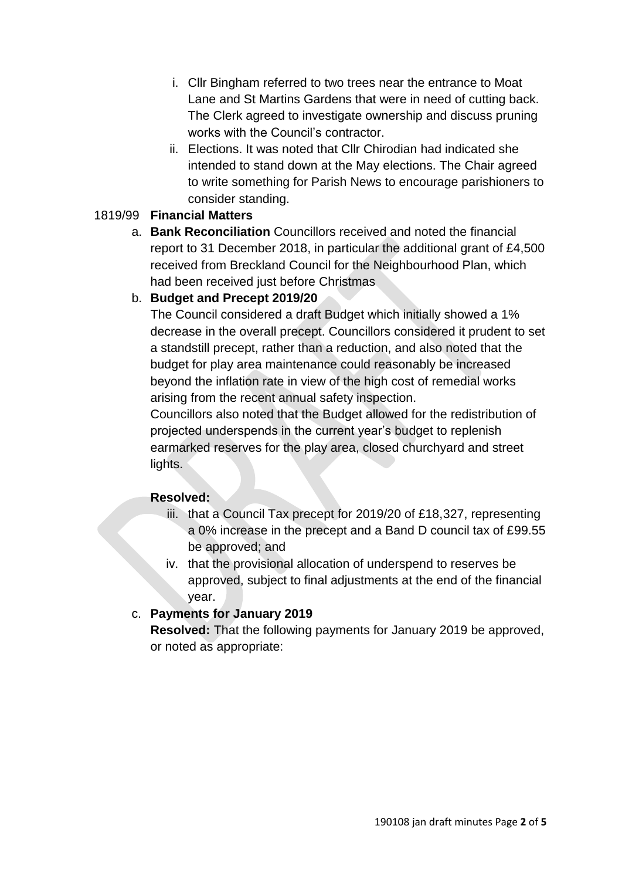i. Cllr Bingham referred to two trees near the entrance to Moat Lane and St Martins Gardens that were in need of cutting back. The Clerk agreed to investigate ownership and discuss pruning works with the Council's contractor.

ii. Elections. It was noted that Cllr Chirodian had indicated she intended to stand down at the May elections. The Chair agreed to write something for Parish News to encourage parishioners to consider standing.

## 1819/99 Financial Matters

a. **Bank Reconciliation** Councillors received and noted the financial report to 31 December 2018, in particular the additional grant of £4,500 received from Breckland Council for the Neighbourhood Plan, which had been received just before Christmas

b. **Budget and Precept 2019/20**

The Council considered a draft Budget which initially showed a 1% decrease in the overall precept. Councillors considered it prudent to set a standstill precept, rather than a reduction, and also noted that the budget for play area maintenance could reasonably be increased beyond the inflation rate in view of the high cost of remedial works arising from the recent annual safety inspection.

Councillors also noted that the Budget allowed for the redistribution of projected underspends in the current year's budget to replenish earmarked reserves for the play area, closed churchyard and street lights.

**Resolved:**

iii. that a Council Tax precept for 2019/20 of £18,327, representing a 0% increase in the precept and a Band D council tax of £99.55 be approved; and

iv. that the provisional allocation of underspend to reserves be approved, subject to final adjustments at the end of the financial year.

c. **Payments for January 2019**

**Resolved:** That the following payments for January 2019 be approved, or noted as appropriate: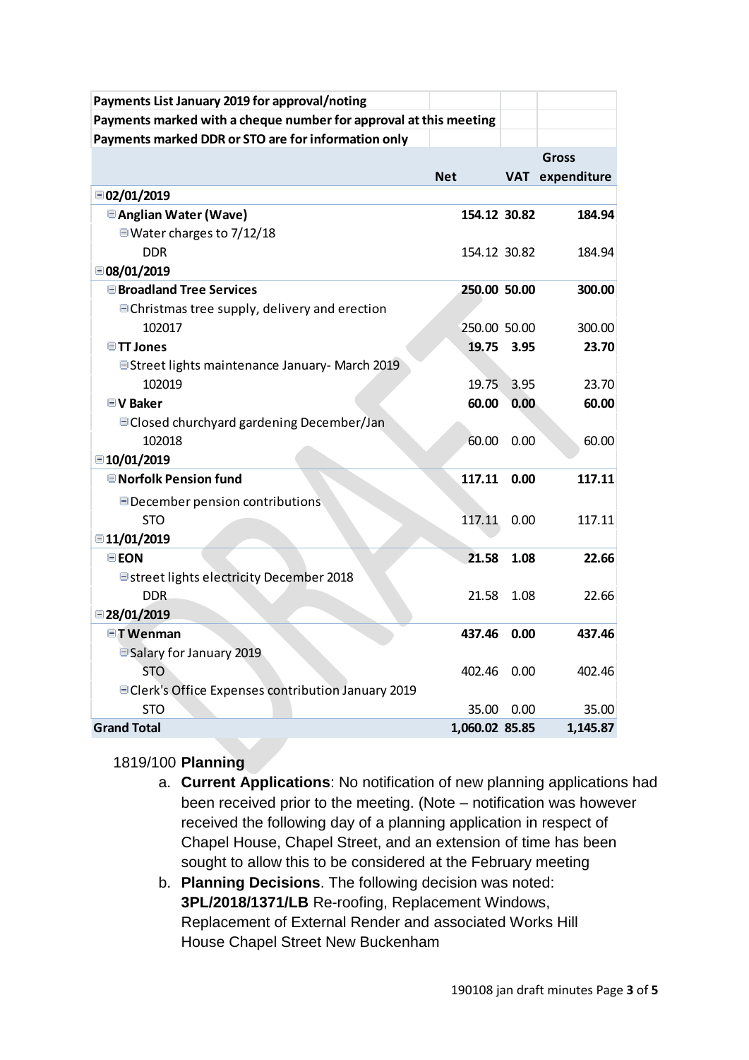| Payments List January 2019 for approval/noting | | | |
|---|---|---|---|
| Payments marked with a cheque number for approval at this meeting | | | |
| Payments marked DDR or STO are for information only | | | |
| | Net | VAT | Gross expenditure |
| **02/01/2019** | | | |
| **Anglian Water (Wave)** | **154.12** | **30.82** | **184.94** |
| Water charges to 7/12/18 | | | |
| DDR | 154.12 | 30.82 | 184.94 |
| **08/01/2019** | | | |
| **Broadland Tree Services** | **250.00** | **50.00** | **300.00** |
| Christmas tree supply, delivery and erection | | | |
| 102017 | 250.00 | 50.00 | 300.00 |
| **TT Jones** | **19.75** | **3.95** | **23.70** |
| Street lights maintenance January- March 2019 | | | |
| 102019 | 19.75 | 3.95 | 23.70 |
| **V Baker** | **60.00** | **0.00** | **60.00** |
| Closed churchyard gardening December/Jan | | | |
| 102018 | 60.00 | 0.00 | 60.00 |
| **10/01/2019** | | | |
| **Norfolk Pension fund** | **117.11** | **0.00** | **117.11** |
| December pension contributions | | | |
| STO | 117.11 | 0.00 | 117.11 |
| **11/01/2019** | | | |
| **EON** | **21.58** | **1.08** | **22.66** |
| street lights electricity December 2018 | | | |
| DDR | 21.58 | 1.08 | 22.66 |
| **28/01/2019** | | | |
| **T Wenman** | **437.46** | **0.00** | **437.46** |
| Salary for January 2019 | | | |
| STO | 402.46 | 0.00 | 402.46 |
| Clerk's Office Expenses contribution January 2019 | | | |
| STO | 35.00 | 0.00 | 35.00 |
| **Grand Total** | **1,060.02** | **85.85** | **1,145.87** |

1819/100 **Planning**

a. **Current Applications**: No notification of new planning applications had been received prior to the meeting. (Note – notification was however received the following day of a planning application in respect of Chapel House, Chapel Street, and an extension of time has been sought to allow this to be considered at the February meeting

b. **Planning Decisions**. The following decision was noted: **3PL/2018/1371/LB** Re-roofing, Replacement Windows, Replacement of External Render and associated Works Hill House Chapel Street New Buckenham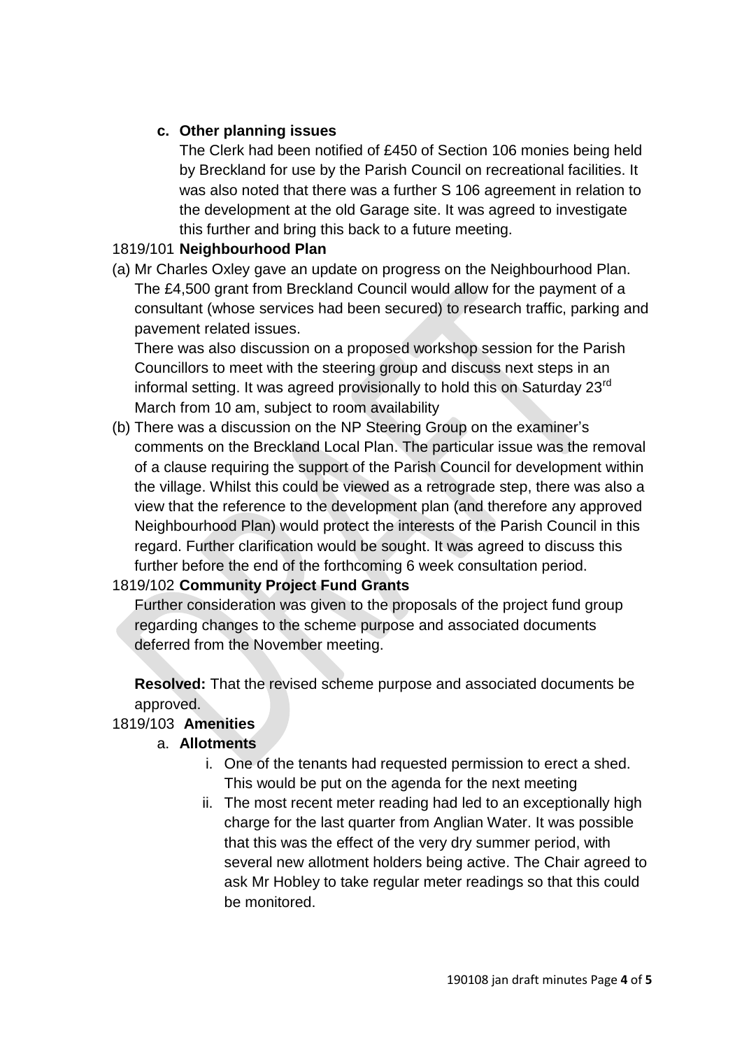**c. Other planning issues**

The Clerk had been notified of £450 of Section 106 monies being held by Breckland for use by the Parish Council on recreational facilities. It was also noted that there was a further S 106 agreement in relation to the development at the old Garage site. It was agreed to investigate this further and bring this back to a future meeting.

1819/101 **Neighbourhood Plan**

(a) Mr Charles Oxley gave an update on progress on the Neighbourhood Plan. The £4,500 grant from Breckland Council would allow for the payment of a consultant (whose services had been secured) to research traffic, parking and pavement related issues.

There was also discussion on a proposed workshop session for the Parish Councillors to meet with the steering group and discuss next steps in an informal setting. It was agreed provisionally to hold this on Saturday 23rd March from 10 am, subject to room availability

(b) There was a discussion on the NP Steering Group on the examiner's comments on the Breckland Local Plan. The particular issue was the removal of a clause requiring the support of the Parish Council for development within the village. Whilst this could be viewed as a retrograde step, there was also a view that the reference to the development plan (and therefore any approved Neighbourhood Plan) would protect the interests of the Parish Council in this regard. Further clarification would be sought. It was agreed to discuss this further before the end of the forthcoming 6 week consultation period.

1819/102 **Community Project Fund Grants**

Further consideration was given to the proposals of the project fund group regarding changes to the scheme purpose and associated documents deferred from the November meeting.

**Resolved:** That the revised scheme purpose and associated documents be approved.

1819/103 **Amenities**

a. **Allotments**

   i. One of the tenants had requested permission to erect a shed. This would be put on the agenda for the next meeting

   ii. The most recent meter reading had led to an exceptionally high charge for the last quarter from Anglian Water. It was possible that this was the effect of the very dry summer period, with several new allotment holders being active. The Chair agreed to ask Mr Hobley to take regular meter readings so that this could be monitored.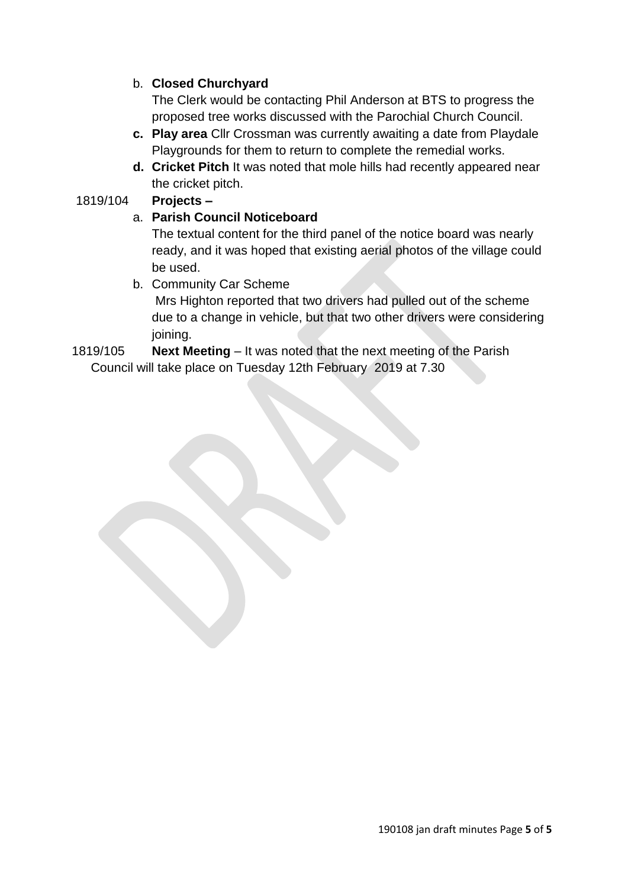b. **Closed Churchyard**
   The Clerk would be contacting Phil Anderson at BTS to progress the proposed tree works discussed with the Parochial Church Council.

c. **Play area** Cllr Crossman was currently awaiting a date from Playdale Playgrounds for them to return to complete the remedial works.

d. **Cricket Pitch** It was noted that mole hills had recently appeared near the cricket pitch.

1819/104 **Projects –**

a. **Parish Council Noticeboard**
   The textual content for the third panel of the notice board was nearly ready, and it was hoped that existing aerial photos of the village could be used.

b. Community Car Scheme
   Mrs Highton reported that two drivers had pulled out of the scheme due to a change in vehicle, but that two other drivers were considering joining.

1819/105 **Next Meeting** – It was noted that the next meeting of the Parish Council will take place on Tuesday 12th February 2019 at 7.30